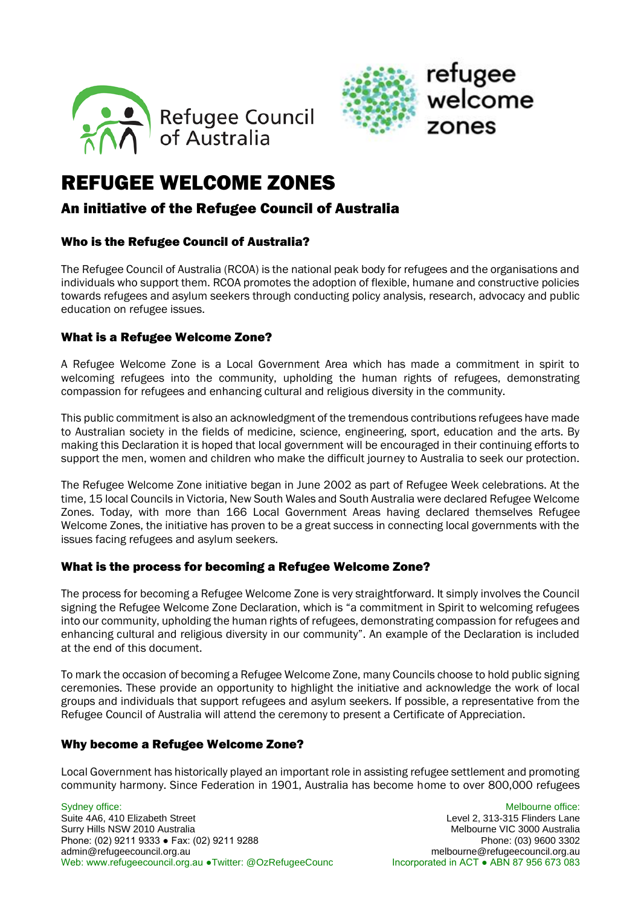# REFUGEE WELCOME ZONES

## An initiative of the Refugee Council of Australia

### Who is the Refugee Council of Australia?

The Refugee Council of Australia (RCOA) is the national peak body for refugees and the organisations and individuals who support them. RCOA promotes the adoption of flexible, humane and constructive policies towards refugees and asylum seekers through conducting policy analysis, research, advocacy and public education on refugee issues.

### What is a Refugee Welcome Zone?

A Refugee Welcome Zone is a Local Government Area which has made a commitment in spirit to welcoming refugees into the community, upholding the human rights of refugees, demonstrating compassion for refugees and enhancing cultural and religious diversity in the community.

This public commitment is also an acknowledgment of the tremendous contributions refugees have made to Australian society in the fields of medicine, science, engineering, sport, education and the arts. By making this Declaration it is hoped that local government will be encouraged in their continuing efforts to support the men, women and children who make the difficult journey to Australia to seek our protection.

The Refugee Welcome Zone initiative began in June 2002 as part of Refugee Week celebrations. At the time, 15 local Councils in Victoria, New South Wales and South Australia were declared Refugee Welcome Zones. Today, with more than 166 Local Government Areas having declared themselves Refugee Welcome Zones, the initiative has proven to be a great success in connecting local governments with the issues facing refugees and asylum seekers.

### What is the process for becoming a Refugee Welcome Zone?

The process for becoming a Refugee Welcome Zone is very straightforward. It simply involves the Council signing the Refugee Welcome Zone Declaration, which is "a commitment in Spirit to welcoming refugees into our community, upholding the human rights of refugees, demonstrating compassion for refugees and enhancing cultural and religious diversity in our community". An example of the Declaration is included at the end of this document.

To mark the occasion of becoming a Refugee Welcome Zone, many Councils choose to hold public signing ceremonies. These provide an opportunity to highlight the initiative and acknowledge the work of local groups and individuals that support refugees and asylum seekers. If possible, a representative from the Refugee Council of Australia will attend the ceremony to present a Certificate of Appreciation.

### Why become a Refugee Welcome Zone?

Local Government has historically played an important role in assisting refugee settlement and promoting community harmony. Since Federation in 1901, Australia has become home to over 800,000 refugees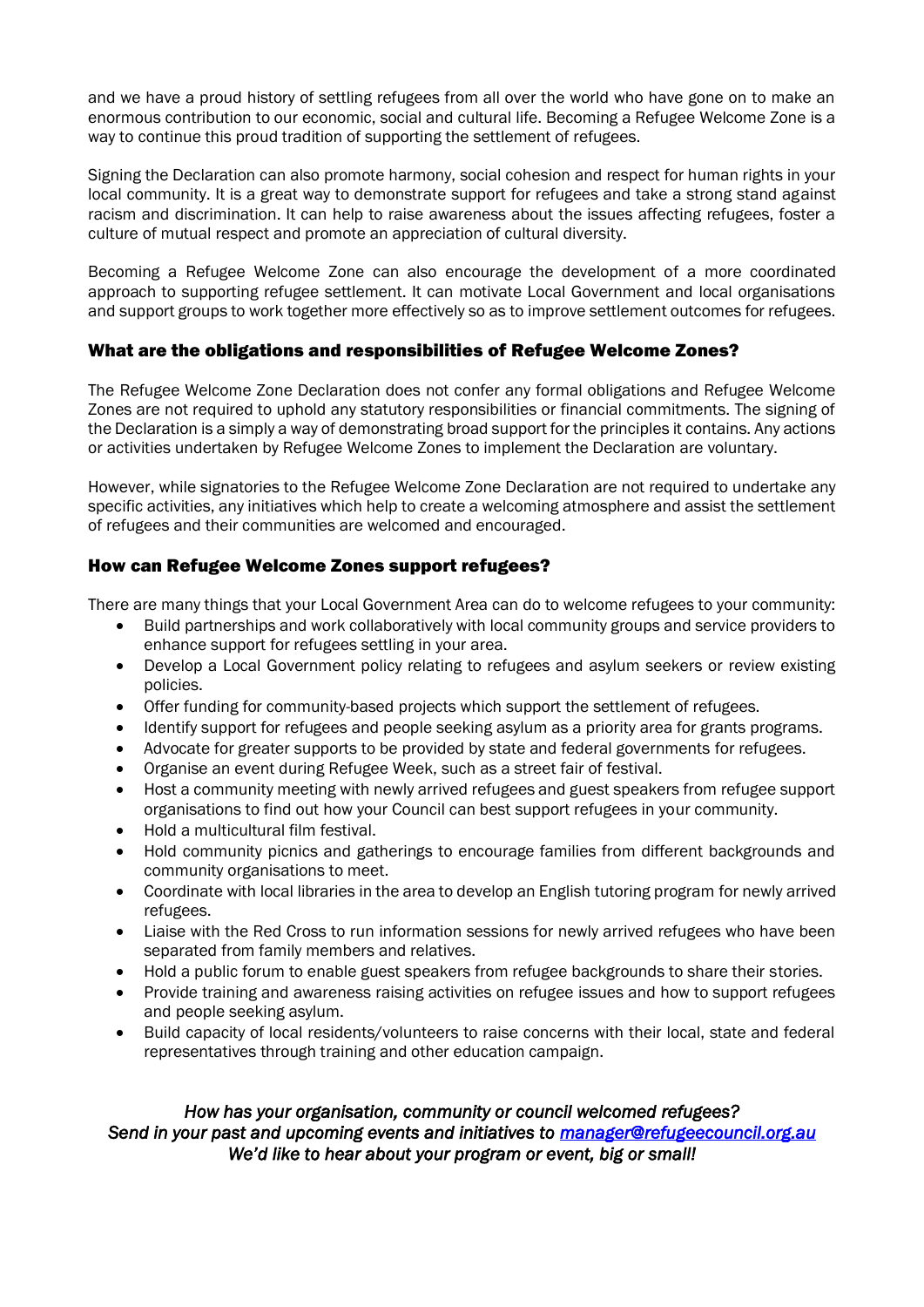and we have a proud history of settling refugees from all over the world who have gone on to make an enormous contribution to our economic, social and cultural life. Becoming a Refugee Welcome Zone is a way to continue this proud tradition of supporting the settlement of refugees.

Signing the Declaration can also promote harmony, social cohesion and respect for human rights in your local community. It is a great way to demonstrate support for refugees and take a strong stand against racism and discrimination. It can help to raise awareness about the issues affecting refugees, foster a culture of mutual respect and promote an appreciation of cultural diversity.

Becoming a Refugee Welcome Zone can also encourage the development of a more coordinated approach to supporting refugee settlement. It can motivate Local Government and local organisations and support groups to work together more effectively so as to improve settlement outcomes for refugees.

### What are the obligations and responsibilities of Refugee Welcome Zones?

The Refugee Welcome Zone Declaration does not confer any formal obligations and Refugee Welcome Zones are not required to uphold any statutory responsibilities or financial commitments. The signing of the Declaration is a simply a way of demonstrating broad support for the principles it contains. Any actions or activities undertaken by Refugee Welcome Zones to implement the Declaration are voluntary.

However, while signatories to the Refugee Welcome Zone Declaration are not required to undertake any specific activities, any initiatives which help to create a welcoming atmosphere and assist the settlement of refugees and their communities are welcomed and encouraged.

### How can Refugee Welcome Zones support refugees?

There are many things that your Local Government Area can do to welcome refugees to your community:

- Build partnerships and work collaboratively with local community groups and service providers to enhance support for refugees settling in your area.
- Develop a Local Government policy relating to refugees and asylum seekers or review existing policies.
- Offer funding for community-based projects which support the settlement of refugees.
- Identify support for refugees and people seeking asylum as a priority area for grants programs.
- Advocate for greater supports to be provided by state and federal governments for refugees.
- Organise an event during Refugee Week, such as a street fair of festival.
- Host a community meeting with newly arrived refugees and guest speakers from refugee support organisations to find out how your Council can best support refugees in your community.
- Hold a multicultural film festival.
- Hold community picnics and gatherings to encourage families from different backgrounds and community organisations to meet.
- Coordinate with local libraries in the area to develop an English tutoring program for newly arrived refugees.
- Liaise with the Red Cross to run information sessions for newly arrived refugees who have been separated from family members and relatives.
- Hold a public forum to enable guest speakers from refugee backgrounds to share their stories.
- Provide training and awareness raising activities on refugee issues and how to support refugees and people seeking asylum.
- Build capacity of local residents/volunteers to raise concerns with their local, state and federal representatives through training and other education campaign.

*How has your organisation, community or council welcomed refugees?*
*Send in your past and upcoming events and initiatives to [manager@refugeecouncil.org.au](mailto:manager@refugeecouncil.org.au)*
*We'd like to hear about your program or event, big or small!*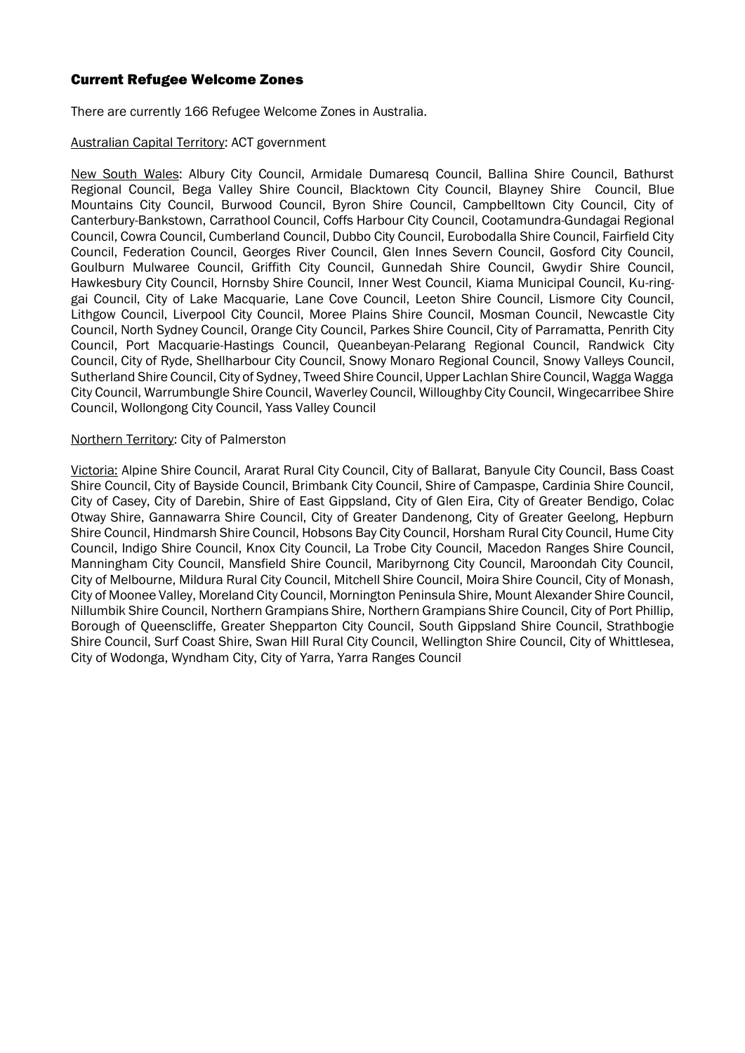## Current Refugee Welcome Zones

There are currently 166 Refugee Welcome Zones in Australia.

<u>Australian Capital Territory</u>: ACT government

<u>New South Wales</u>: Albury City Council, Armidale Dumaresq Council, Ballina Shire Council, Bathurst Regional Council, Bega Valley Shire Council, Blacktown City Council, Blayney Shire Council, Blue Mountains City Council, Burwood Council, Byron Shire Council, Campbelltown City Council, City of Canterbury-Bankstown, Carrathool Council, Coffs Harbour City Council, Cootamundra-Gundagai Regional Council, Cowra Council, Cumberland Council, Dubbo City Council, Eurobodalla Shire Council, Fairfield City Council, Federation Council, Georges River Council, Glen Innes Severn Council, Gosford City Council, Goulburn Mulwaree Council, Griffith City Council, Gunnedah Shire Council, Gwydir Shire Council, Hawkesbury City Council, Hornsby Shire Council, Inner West Council, Kiama Municipal Council, Ku-ring-gai Council, City of Lake Macquarie, Lane Cove Council, Leeton Shire Council, Lismore City Council, Lithgow Council, Liverpool City Council, Moree Plains Shire Council, Mosman Council, Newcastle City Council, North Sydney Council, Orange City Council, Parkes Shire Council, City of Parramatta, Penrith City Council, Port Macquarie-Hastings Council, Queanbeyan-Pelarang Regional Council, Randwick City Council, City of Ryde, Shellharbour City Council, Snowy Monaro Regional Council, Snowy Valleys Council, Sutherland Shire Council, City of Sydney, Tweed Shire Council, Upper Lachlan Shire Council, Wagga Wagga City Council, Warrumbungle Shire Council, Waverley Council, Willoughby City Council, Wingecarribee Shire Council, Wollongong City Council, Yass Valley Council

<u>Northern Territory</u>: City of Palmerston

<u>Victoria:</u> Alpine Shire Council, Ararat Rural City Council, City of Ballarat, Banyule City Council, Bass Coast Shire Council, City of Bayside Council, Brimbank City Council, Shire of Campaspe, Cardinia Shire Council, City of Casey, City of Darebin, Shire of East Gippsland, City of Glen Eira, City of Greater Bendigo, Colac Otway Shire, Gannawarra Shire Council, City of Greater Dandenong, City of Greater Geelong, Hepburn Shire Council, Hindmarsh Shire Council, Hobsons Bay City Council, Horsham Rural City Council, Hume City Council, Indigo Shire Council, Knox City Council, La Trobe City Council, Macedon Ranges Shire Council, Manningham City Council, Mansfield Shire Council, Maribyrnong City Council, Maroondah City Council, City of Melbourne, Mildura Rural City Council, Mitchell Shire Council, Moira Shire Council, City of Monash, City of Moonee Valley, Moreland City Council, Mornington Peninsula Shire, Mount Alexander Shire Council, Nillumbik Shire Council, Northern Grampians Shire, Northern Grampians Shire Council, City of Port Phillip, Borough of Queenscliffe, Greater Shepparton City Council, South Gippsland Shire Council, Strathbogie Shire Council, Surf Coast Shire, Swan Hill Rural City Council, Wellington Shire Council, City of Whittlesea, City of Wodonga, Wyndham City, City of Yarra, Yarra Ranges Council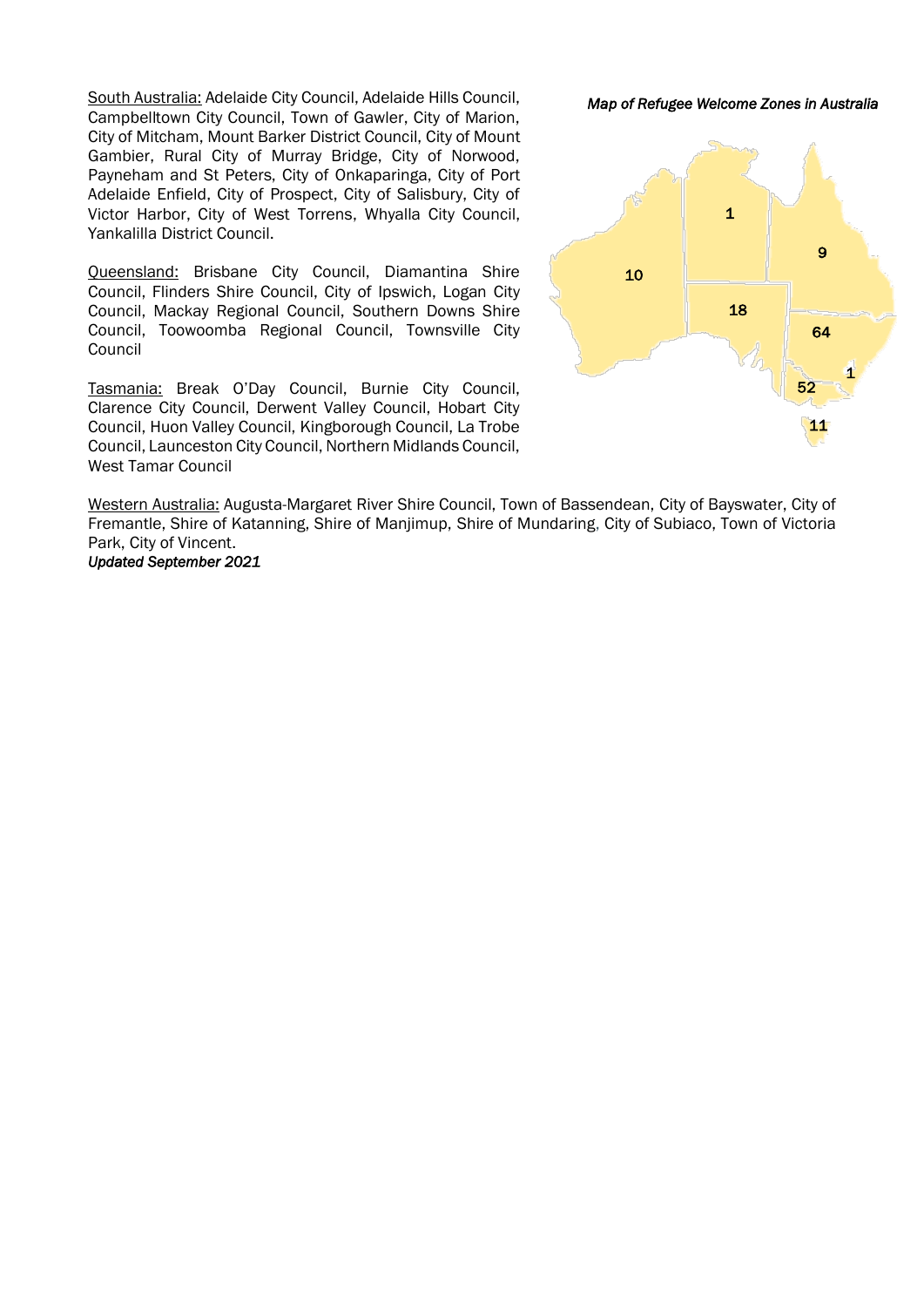South Australia: Adelaide City Council, Adelaide Hills Council, Campbelltown City Council, Town of Gawler, City of Marion, City of Mitcham, Mount Barker District Council, City of Mount Gambier, Rural City of Murray Bridge, City of Norwood, Payneham and St Peters, City of Onkaparinga, City of Port Adelaide Enfield, City of Prospect, City of Salisbury, City of Victor Harbor, City of West Torrens, Whyalla City Council, Yankalilla District Council.

Queensland: Brisbane City Council, Diamantina Shire Council, Flinders Shire Council, City of Ipswich, Logan City Council, Mackay Regional Council, Southern Downs Shire Council, Toowoomba Regional Council, Townsville City Council

Tasmania: Break O'Day Council, Burnie City Council, Clarence City Council, Derwent Valley Council, Hobart City Council, Huon Valley Council, Kingborough Council, La Trobe Council, Launceston City Council, Northern Midlands Council, West Tamar Council

*Map of Refugee Welcome Zones in Australia*

10

1

9

18

64

1

52

11

Western Australia: Augusta-Margaret River Shire Council, Town of Bassendean, City of Bayswater, City of Fremantle, Shire of Katanning, Shire of Manjimup, Shire of Mundaring, City of Subiaco, Town of Victoria Park, City of Vincent.

*Updated September 2021*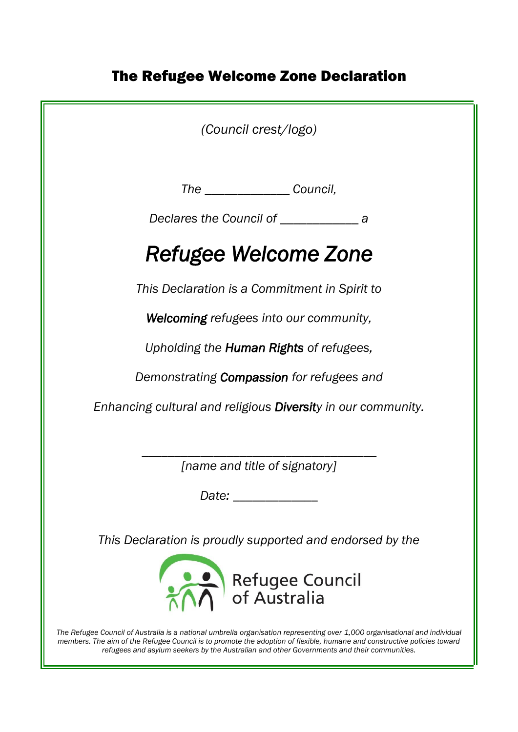# The Refugee Welcome Zone Declaration

*(Council crest/logo)*

*The ______________ Council,*

*Declares the Council of _____________ a*

## *Refugee Welcome Zone*

*This Declaration is a Commitment in Spirit to*

***Welcoming** refugees into our community,*

*Upholding the **Human Rights** of refugees,*

*Demonstrating **Compassion** for refugees and*

*Enhancing cultural and religious **Diversity** in our community.*

________________________________________

*[name and title of signatory]*

*Date: ______________*

*This Declaration is proudly supported and endorsed by the*

Refugee Council of Australia

*The Refugee Council of Australia is a national umbrella organisation representing over 1,000 organisational and individual members. The aim of the Refugee Council is to promote the adoption of flexible, humane and constructive policies toward refugees and asylum seekers by the Australian and other Governments and their communities.*